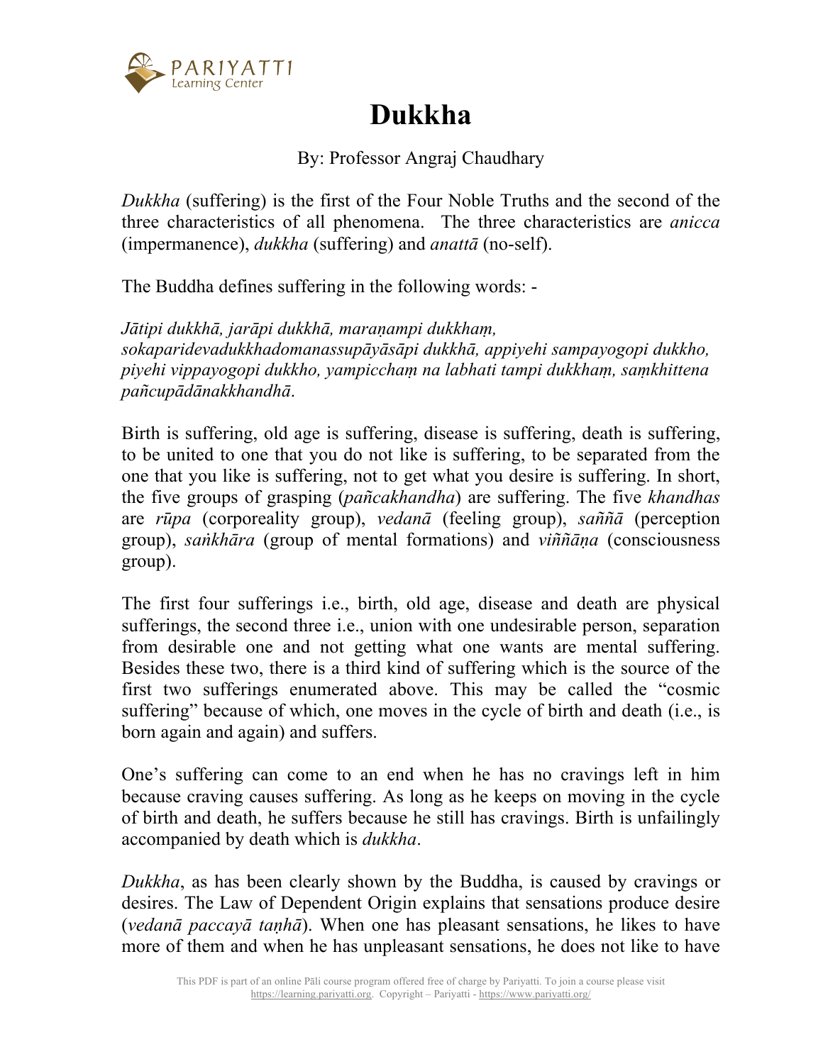# Dukkha

By: Professor Angraj Chaudhary

*Dukkha* (suffering) is the first of the Four Noble Truths and the second of the three characteristics of all phenomena. The three characteristics are *anicca* (impermanence), *dukkha* (suffering) and *anattā* (no-self).

The Buddha defines suffering in the following words: -

*Jātipi dukkhā, jarāpi dukkhā, maraṇampi dukkhaṃ, sokaparidevadukkhadomanassupāyāsāpi dukkhā, appiyehi sampayogopi dukkho, piyehi vippayogopi dukkho, yampicchaṃ na labhati tampi dukkhaṃ, saṃkhittena pañcupādānakkhandhā*.

Birth is suffering, old age is suffering, disease is suffering, death is suffering, to be united to one that you do not like is suffering, to be separated from the one that you like is suffering, not to get what you desire is suffering. In short, the five groups of grasping (*pañcakhandha*) are suffering. The five *khandhas* are *rūpa* (corporeality group), *vedanā* (feeling group), *saññā* (perception group), *saṅkhāra* (group of mental formations) and *viññāṇa* (consciousness group).

The first four sufferings i.e., birth, old age, disease and death are physical sufferings, the second three i.e., union with one undesirable person, separation from desirable one and not getting what one wants are mental suffering. Besides these two, there is a third kind of suffering which is the source of the first two sufferings enumerated above. This may be called the "cosmic suffering" because of which, one moves in the cycle of birth and death (i.e., is born again and again) and suffers.

One's suffering can come to an end when he has no cravings left in him because craving causes suffering. As long as he keeps on moving in the cycle of birth and death, he suffers because he still has cravings. Birth is unfailingly accompanied by death which is *dukkha*.

*Dukkha*, as has been clearly shown by the Buddha, is caused by cravings or desires. The Law of Dependent Origin explains that sensations produce desire (*vedanā paccayā taṇhā*). When one has pleasant sensations, he likes to have more of them and when he has unpleasant sensations, he does not like to have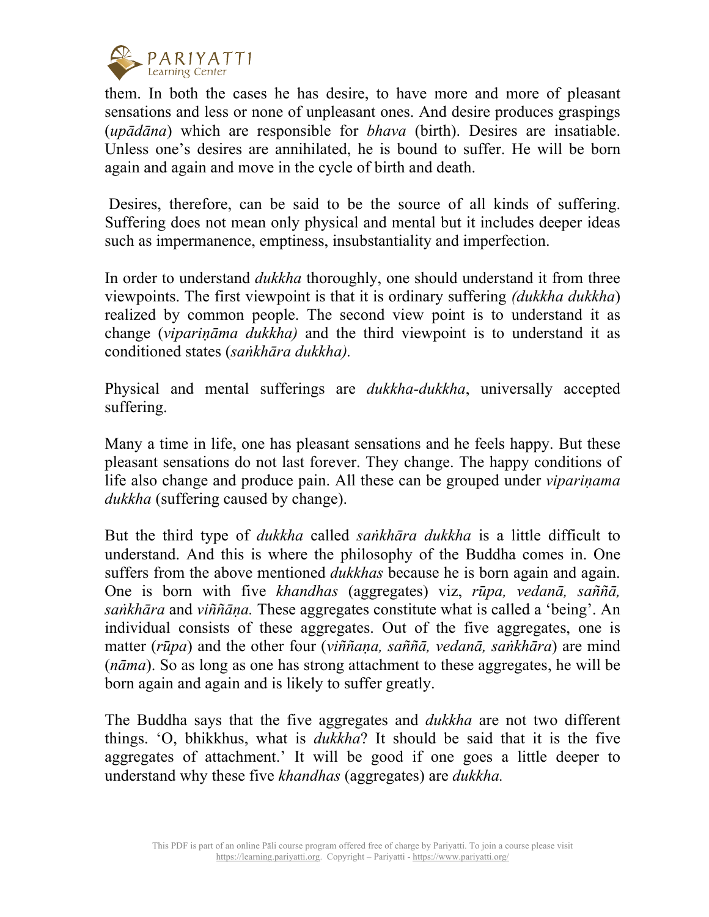them. In both the cases he has desire, to have more and more of pleasant sensations and less or none of unpleasant ones. And desire produces graspings (*upādāna*) which are responsible for *bhava* (birth). Desires are insatiable. Unless one's desires are annihilated, he is bound to suffer. He will be born again and again and move in the cycle of birth and death.

Desires, therefore, can be said to be the source of all kinds of suffering. Suffering does not mean only physical and mental but it includes deeper ideas such as impermanence, emptiness, insubstantiality and imperfection.

In order to understand *dukkha* thoroughly, one should understand it from three viewpoints. The first viewpoint is that it is ordinary suffering *(dukkha dukkha*) realized by common people. The second view point is to understand it as change (*vipariṇāma dukkha)* and the third viewpoint is to understand it as conditioned states (*saṅkhāra dukkha).*

Physical and mental sufferings are *dukkha-dukkha*, universally accepted suffering.

Many a time in life, one has pleasant sensations and he feels happy. But these pleasant sensations do not last forever. They change. The happy conditions of life also change and produce pain. All these can be grouped under *vipariṇama dukkha* (suffering caused by change).

But the third type of *dukkha* called *saṅkhāra dukkha* is a little difficult to understand. And this is where the philosophy of the Buddha comes in. One suffers from the above mentioned *dukkhas* because he is born again and again. One is born with five *khandhas* (aggregates) viz, *rūpa, vedanā, saññā, saṅkhāra* and *viññāṇa.* These aggregates constitute what is called a 'being'. An individual consists of these aggregates. Out of the five aggregates, one is matter (*rūpa*) and the other four (*viññaṇa, saññā, vedanā, saṅkhāra*) are mind (*nāma*). So as long as one has strong attachment to these aggregates, he will be born again and again and is likely to suffer greatly.

The Buddha says that the five aggregates and *dukkha* are not two different things. 'O, bhikkhus, what is *dukkha*? It should be said that it is the five aggregates of attachment.' It will be good if one goes a little deeper to understand why these five *khandhas* (aggregates) are *dukkha.*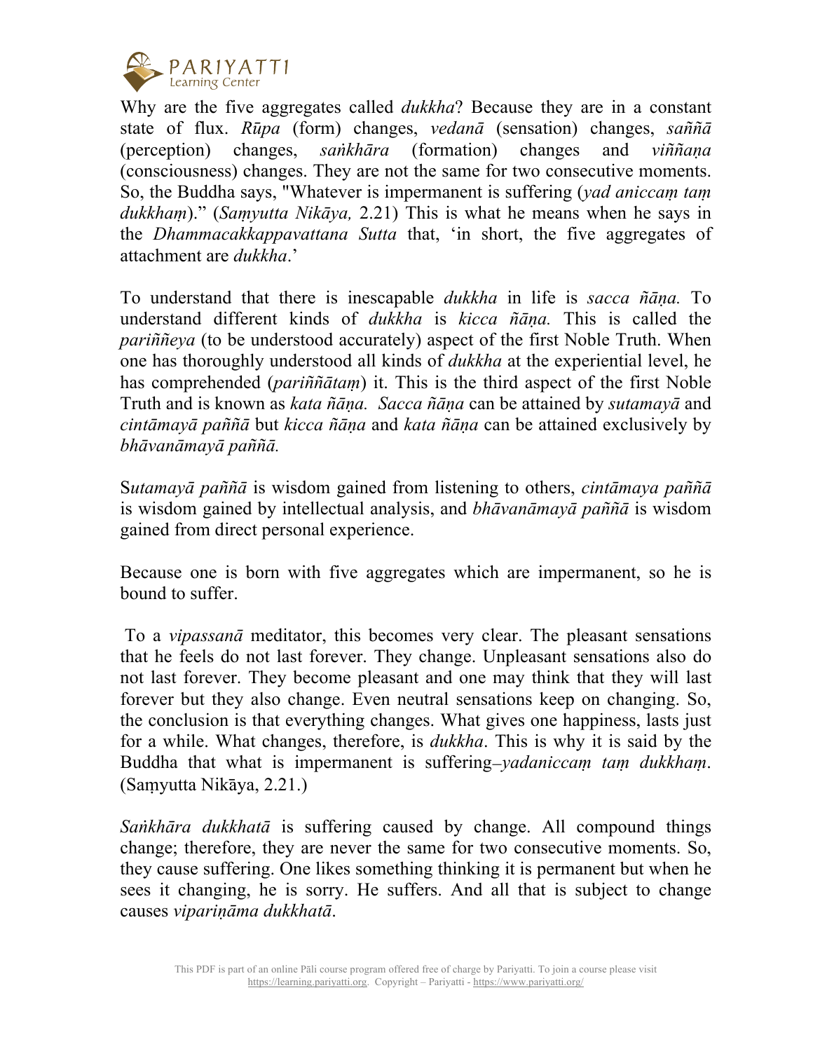Why are the five aggregates called *dukkha*? Because they are in a constant state of flux. *Rūpa* (form) changes, *vedanā* (sensation) changes, *saññā* (perception) changes, *saṅkhāra* (formation) changes and *viññaṇa* (consciousness) changes. They are not the same for two consecutive moments. So, the Buddha says, "Whatever is impermanent is suffering (*yad aniccaṃ taṃ dukkhaṃ*)." (*Saṃyutta Nikāya,* 2.21) This is what he means when he says in the *Dhammacakkappavattana Sutta* that, 'in short, the five aggregates of attachment are *dukkha*.'

To understand that there is inescapable *dukkha* in life is *sacca ñāṇa.* To understand different kinds of *dukkha* is *kicca ñāṇa.* This is called the *pariññeya* (to be understood accurately) aspect of the first Noble Truth. When one has thoroughly understood all kinds of *dukkha* at the experiential level, he has comprehended (*pariññātaṃ*) it. This is the third aspect of the first Noble Truth and is known as *kata ñāṇa.* *Sacca ñāṇa* can be attained by *sutamayā* and *cintāmayā paññā* but *kicca ñāṇa* and *kata ñāṇa* can be attained exclusively by *bhāvanāmayā paññā.*

S*utamayā paññā* is wisdom gained from listening to others, *cintāmaya paññā* is wisdom gained by intellectual analysis, and *bhāvanāmayā paññā* is wisdom gained from direct personal experience.

Because one is born with five aggregates which are impermanent, so he is bound to suffer.

To a *vipassanā* meditator, this becomes very clear. The pleasant sensations that he feels do not last forever. They change. Unpleasant sensations also do not last forever. They become pleasant and one may think that they will last forever but they also change. Even neutral sensations keep on changing. So, the conclusion is that everything changes. What gives one happiness, lasts just for a while. What changes, therefore, is *dukkha*. This is why it is said by the Buddha that what is impermanent is suffering–*yadaniccaṃ taṃ dukkhaṃ*. (Saṃyutta Nikāya, 2.21.)

*Saṅkhāra dukkhatā* is suffering caused by change. All compound things change; therefore, they are never the same for two consecutive moments. So, they cause suffering. One likes something thinking it is permanent but when he sees it changing, he is sorry. He suffers. And all that is subject to change causes *vipariṇāma dukkhatā*.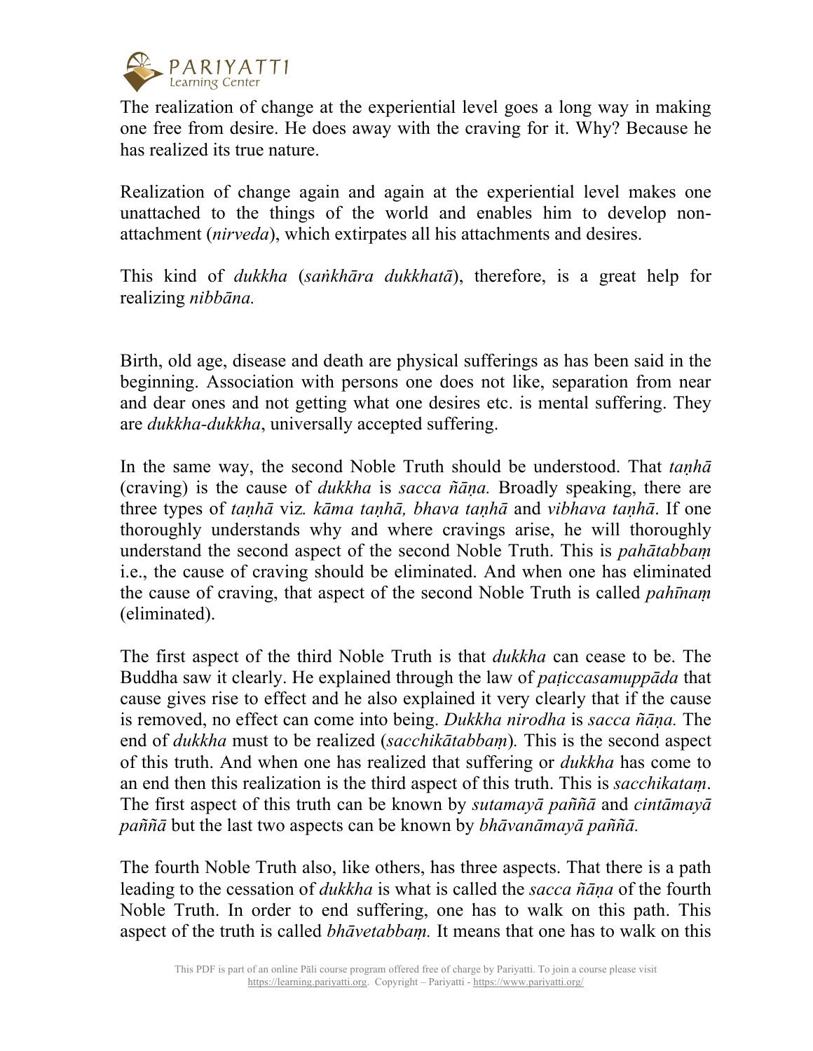The realization of change at the experiential level goes a long way in making one free from desire. He does away with the craving for it. Why? Because he has realized its true nature.

Realization of change again and again at the experiential level makes one unattached to the things of the world and enables him to develop non-attachment (*nirveda*), which extirpates all his attachments and desires.

This kind of *dukkha* (*saṅkhāra dukkhatā*), therefore, is a great help for realizing *nibbāna.*

Birth, old age, disease and death are physical sufferings as has been said in the beginning. Association with persons one does not like, separation from near and dear ones and not getting what one desires etc. is mental suffering. They are *dukkha-dukkha*, universally accepted suffering.

In the same way, the second Noble Truth should be understood. That *taṇhā* (craving) is the cause of *dukkha* is *sacca ñāṇa.* Broadly speaking, there are three types of *taṇhā* viz*. kāma taṇhā, bhava taṇhā* and *vibhava taṇhā*. If one thoroughly understands why and where cravings arise, he will thoroughly understand the second aspect of the second Noble Truth. This is *pahātabbaṃ* i.e., the cause of craving should be eliminated. And when one has eliminated the cause of craving, that aspect of the second Noble Truth is called *pahīnaṃ* (eliminated).

The first aspect of the third Noble Truth is that *dukkha* can cease to be. The Buddha saw it clearly. He explained through the law of *paṭiccasamuppāda* that cause gives rise to effect and he also explained it very clearly that if the cause is removed, no effect can come into being. *Dukkha nirodha* is *sacca ñāṇa.* The end of *dukkha* must to be realized (*sacchikātabbaṃ*)*.* This is the second aspect of this truth. And when one has realized that suffering or *dukkha* has come to an end then this realization is the third aspect of this truth. This is *sacchikataṃ*. The first aspect of this truth can be known by *sutamayā paññā* and *cintāmayā paññā* but the last two aspects can be known by *bhāvanāmayā paññā.*

The fourth Noble Truth also, like others, has three aspects. That there is a path leading to the cessation of *dukkha* is what is called the *sacca ñāṇa* of the fourth Noble Truth. In order to end suffering, one has to walk on this path. This aspect of the truth is called *bhāvetabbaṃ.* It means that one has to walk on this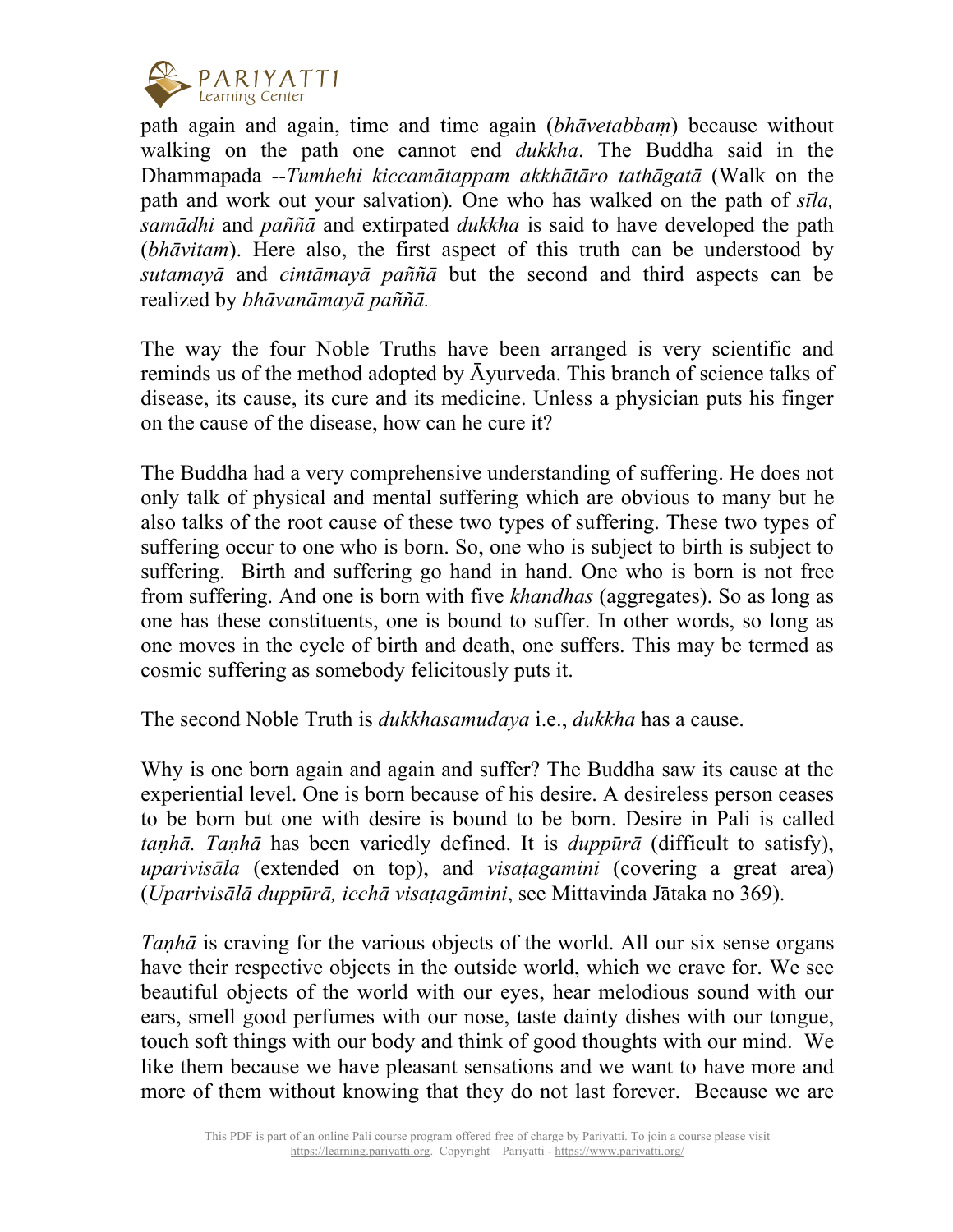path again and again, time and time again (*bhāvetabbaṃ*) because without walking on the path one cannot end *dukkha*. The Buddha said in the Dhammapada --*Tumhehi kiccamātappam akkhātāro tathāgatā* (Walk on the path and work out your salvation)*.* One who has walked on the path of *sīla, samādhi* and *paññā* and extirpated *dukkha* is said to have developed the path (*bhāvitam*). Here also, the first aspect of this truth can be understood by *sutamayā* and *cintāmayā paññā* but the second and third aspects can be realized by *bhāvanāmayā paññā.*

The way the four Noble Truths have been arranged is very scientific and reminds us of the method adopted by Āyurveda. This branch of science talks of disease, its cause, its cure and its medicine. Unless a physician puts his finger on the cause of the disease, how can he cure it?

The Buddha had a very comprehensive understanding of suffering. He does not only talk of physical and mental suffering which are obvious to many but he also talks of the root cause of these two types of suffering. These two types of suffering occur to one who is born. So, one who is subject to birth is subject to suffering. Birth and suffering go hand in hand. One who is born is not free from suffering. And one is born with five *khandhas* (aggregates). So as long as one has these constituents, one is bound to suffer. In other words, so long as one moves in the cycle of birth and death, one suffers. This may be termed as cosmic suffering as somebody felicitously puts it.

The second Noble Truth is *dukkhasamudaya* i.e., *dukkha* has a cause.

Why is one born again and again and suffer? The Buddha saw its cause at the experiential level. One is born because of his desire. A desireless person ceases to be born but one with desire is bound to be born. Desire in Pali is called *taṇhā. Taṇhā* has been variedly defined. It is *duppūrā* (difficult to satisfy), *uparivisāla* (extended on top), and *visaṭagamini* (covering a great area) (*Uparivisālā duppūrā, icchā visaṭagāmini*, see Mittavinda Jātaka no 369).

*Taṇhā* is craving for the various objects of the world. All our six sense organs have their respective objects in the outside world, which we crave for. We see beautiful objects of the world with our eyes, hear melodious sound with our ears, smell good perfumes with our nose, taste dainty dishes with our tongue, touch soft things with our body and think of good thoughts with our mind. We like them because we have pleasant sensations and we want to have more and more of them without knowing that they do not last forever. Because we are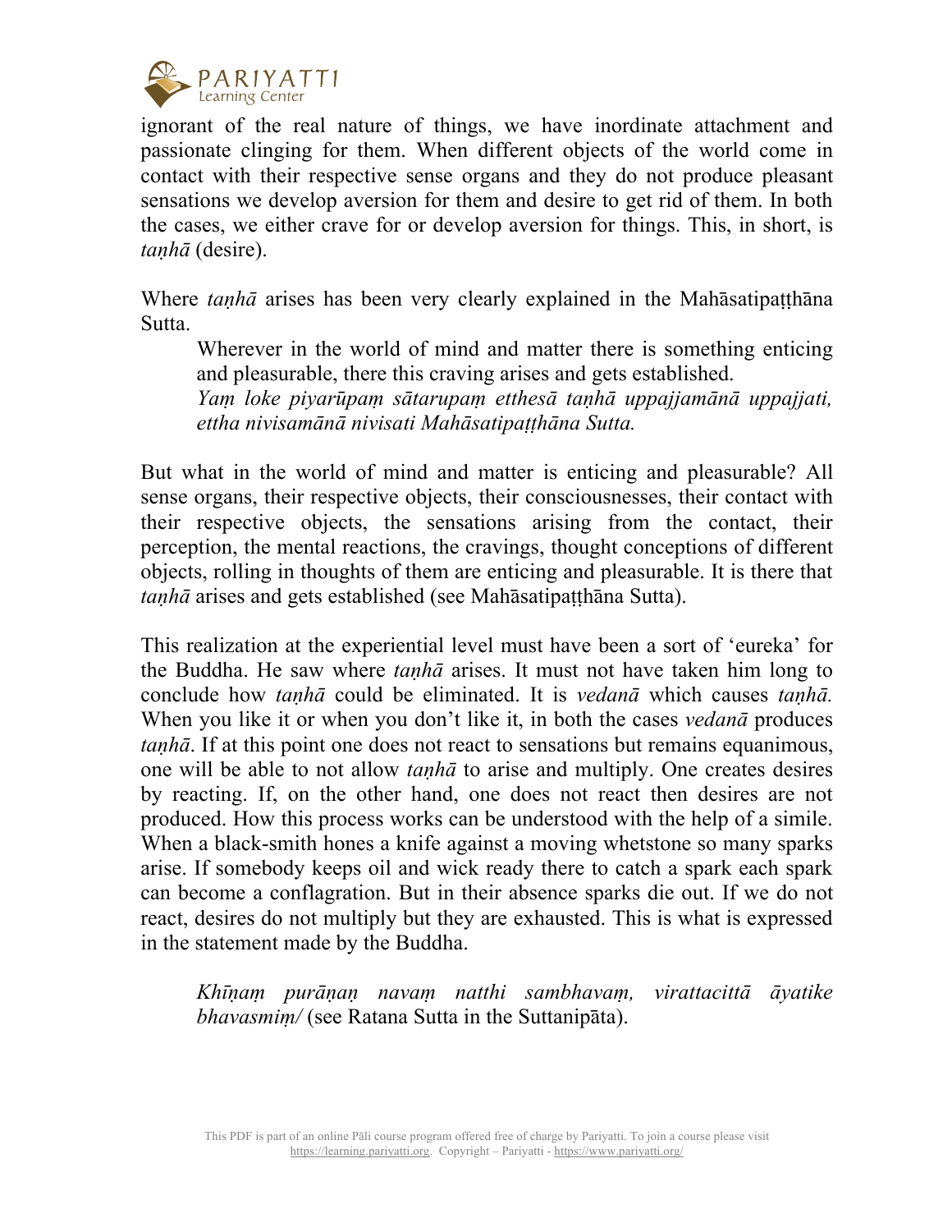ignorant of the real nature of things, we have inordinate attachment and passionate clinging for them. When different objects of the world come in contact with their respective sense organs and they do not produce pleasant sensations we develop aversion for them and desire to get rid of them. In both the cases, we either crave for or develop aversion for things. This, in short, is *taṇhā* (desire).

Where *taṇhā* arises has been very clearly explained in the Mahāsatipaṭṭhāna Sutta.

> Wherever in the world of mind and matter there is something enticing and pleasurable, there this craving arises and gets established.
> *Yaṃ loke piyarūpaṃ sātarupaṃ etthesā taṇhā uppajjamānā uppajjati, ettha nivisamānā nivisati Mahāsatipaṭṭhāna Sutta.*

But what in the world of mind and matter is enticing and pleasurable? All sense organs, their respective objects, their consciousnesses, their contact with their respective objects, the sensations arising from the contact, their perception, the mental reactions, the cravings, thought conceptions of different objects, rolling in thoughts of them are enticing and pleasurable. It is there that *taṇhā* arises and gets established (see Mahāsatipaṭṭhāna Sutta).

This realization at the experiential level must have been a sort of 'eureka' for the Buddha. He saw where *taṇhā* arises. It must not have taken him long to conclude how *taṇhā* could be eliminated. It is *vedanā* which causes *taṇhā.* When you like it or when you don't like it, in both the cases *vedanā* produces *taṇhā*. If at this point one does not react to sensations but remains equanimous, one will be able to not allow *taṇhā* to arise and multiply. One creates desires by reacting. If, on the other hand, one does not react then desires are not produced. How this process works can be understood with the help of a simile. When a black-smith hones a knife against a moving whetstone so many sparks arise. If somebody keeps oil and wick ready there to catch a spark each spark can become a conflagration. But in their absence sparks die out. If we do not react, desires do not multiply but they are exhausted. This is what is expressed in the statement made by the Buddha.

> *Khīṇaṃ purāṇaṇ navaṃ natthi sambhavaṃ, virattacittā āyatike bhavasmiṃ/* (see Ratana Sutta in the Suttanipāta).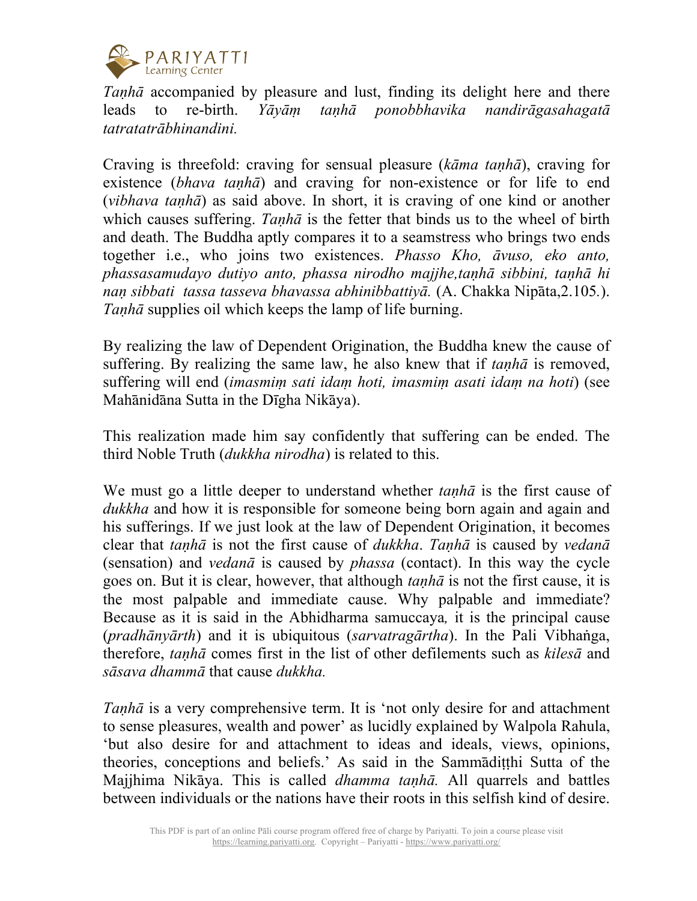*Taṇhā* accompanied by pleasure and lust, finding its delight here and there leads to re-birth. *Yāyāṃ taṇhā ponobbhavika nandirāgasahagatā tatratatrābhinandini.*

Craving is threefold: craving for sensual pleasure (*kāma taṇhā*), craving for existence (*bhava taṇhā*) and craving for non-existence or for life to end (*vibhava taṇhā*) as said above. In short, it is craving of one kind or another which causes suffering. *Taṇhā* is the fetter that binds us to the wheel of birth and death. The Buddha aptly compares it to a seamstress who brings two ends together i.e., who joins two existences. *Phasso Kho, āvuso, eko anto, phassasamudayo dutiyo anto, phassa nirodho majjhe,taṇhā sibbini, taṇhā hi naṇ sibbati tassa tasseva bhavassa abhinibbattiyā.* (A. Chakka Nipāta,2.105.). *Taṇhā* supplies oil which keeps the lamp of life burning.

By realizing the law of Dependent Origination, the Buddha knew the cause of suffering. By realizing the same law, he also knew that if *taṇhā* is removed, suffering will end (*imasmiṃ sati idaṃ hoti, imasmiṃ asati idaṃ na hoti*) (see Mahānidāna Sutta in the Dīgha Nikāya).

This realization made him say confidently that suffering can be ended. The third Noble Truth (*dukkha nirodha*) is related to this.

We must go a little deeper to understand whether *taṇhā* is the first cause of *dukkha* and how it is responsible for someone being born again and again and his sufferings. If we just look at the law of Dependent Origination, it becomes clear that *taṇhā* is not the first cause of *dukkha*. *Taṇhā* is caused by *vedanā* (sensation) and *vedanā* is caused by *phassa* (contact). In this way the cycle goes on. But it is clear, however, that although *taṇhā* is not the first cause, it is the most palpable and immediate cause. Why palpable and immediate? Because as it is said in the Abhidharma samuccaya*,* it is the principal cause (*pradhānyārth*) and it is ubiquitous (*sarvatragārtha*). In the Pali Vibhaṅga, therefore, *taṇhā* comes first in the list of other defilements such as *kilesā* and *sāsava dhammā* that cause *dukkha.*

*Taṇhā* is a very comprehensive term. It is 'not only desire for and attachment to sense pleasures, wealth and power' as lucidly explained by Walpola Rahula, 'but also desire for and attachment to ideas and ideals, views, opinions, theories, conceptions and beliefs.' As said in the Sammādiṭṭhi Sutta of the Majjhima Nikāya. This is called *dhamma taṇhā.* All quarrels and battles between individuals or the nations have their roots in this selfish kind of desire.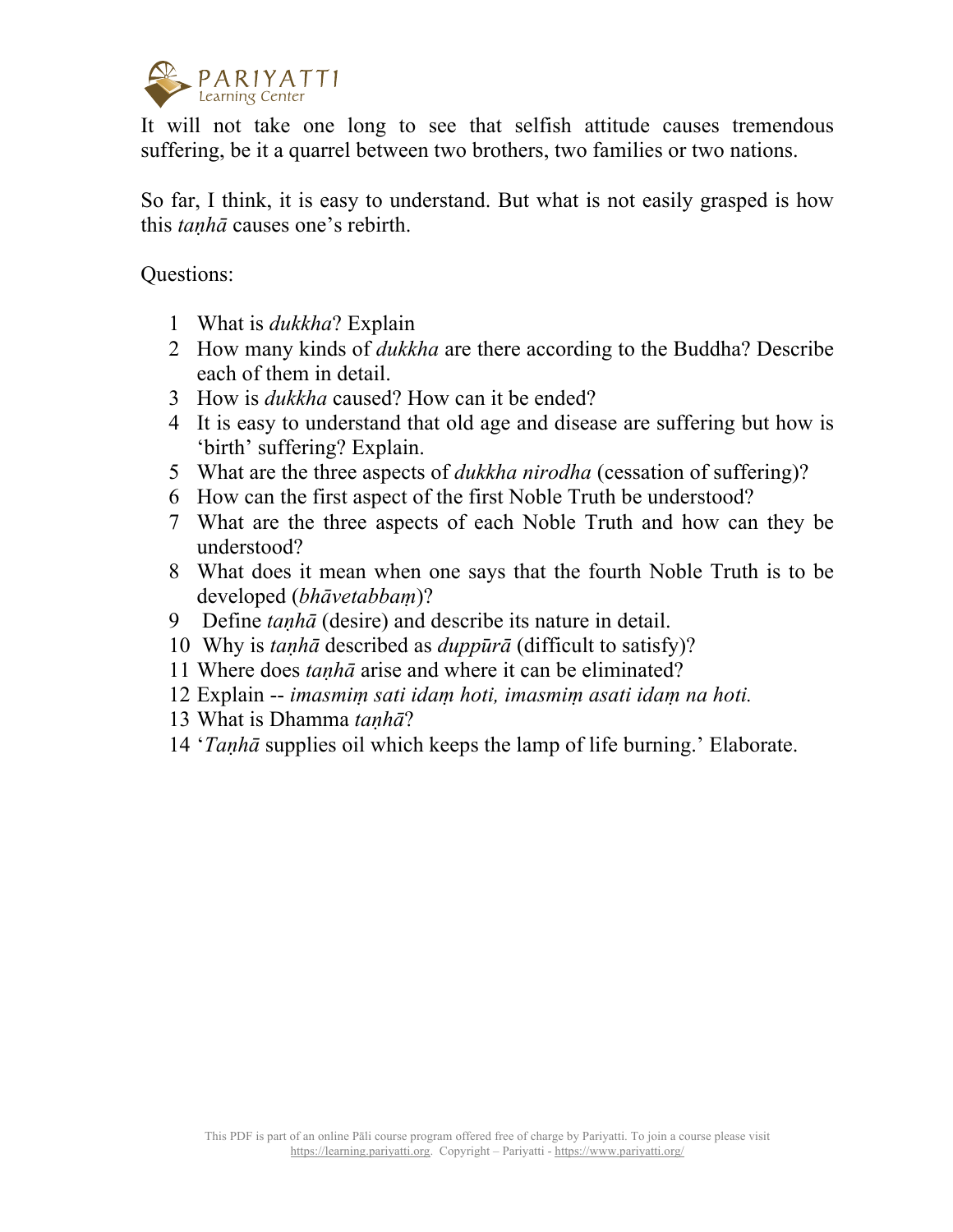It will not take one long to see that selfish attitude causes tremendous suffering, be it a quarrel between two brothers, two families or two nations.

So far, I think, it is easy to understand. But what is not easily grasped is how this *taṇhā* causes one's rebirth.

Questions:

1. What is *dukkha*? Explain
2. How many kinds of *dukkha* are there according to the Buddha? Describe each of them in detail.
3. How is *dukkha* caused? How can it be ended?
4. It is easy to understand that old age and disease are suffering but how is 'birth' suffering? Explain.
5. What are the three aspects of *dukkha nirodha* (cessation of suffering)?
6. How can the first aspect of the first Noble Truth be understood?
7. What are the three aspects of each Noble Truth and how can they be understood?
8. What does it mean when one says that the fourth Noble Truth is to be developed (*bhāvetabbaṃ*)?
9. Define *taṇhā* (desire) and describe its nature in detail.
10. Why is *taṇhā* described as *duppūrā* (difficult to satisfy)?
11. Where does *taṇhā* arise and where it can be eliminated?
12. Explain -- *imasmiṃ sati idaṃ hoti, imasmiṃ asati idaṃ na hoti.*
13. What is Dhamma *taṇhā*?
14. '*Taṇhā* supplies oil which keeps the lamp of life burning.' Elaborate.